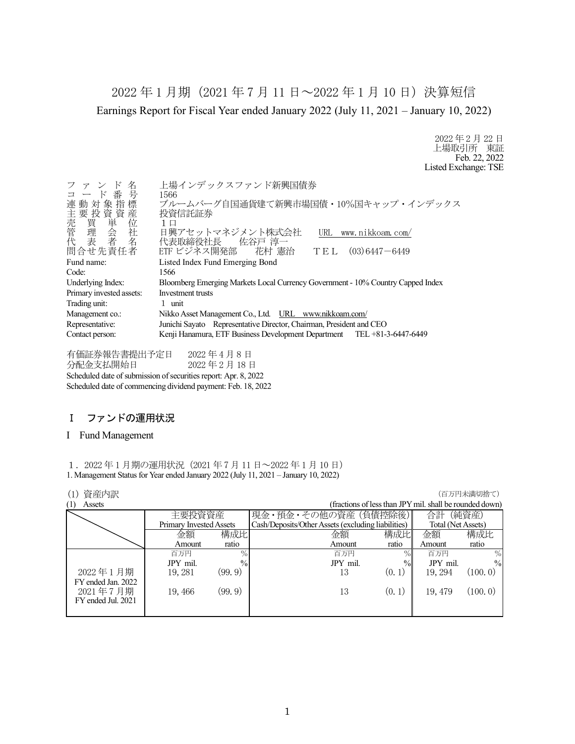# 2022 年 1 月期（2021 年 7 月 11 日～2022 年 1 月 10 日）決算短信

## Earnings Report for Fiscal Year ended January 2022 (July 11, 2021 – January 10, 2022)

2022 年 2 月 22 日
上場取引所　東証
Feb. 22, 2022
Listed Exchange: TSE

| | |
|---|---|
| ファンド名 | 上場インデックスファンド新興国債券 |
| コード番号 | 1566 |
| 連動対象指標 | ブルームバーグ自国通貨建て新興市場国債・10%国キャップ・インデックス |
| 主要投資資産 | 投資信託証券 |
| 売買単位 | １口 |
| 管理会社 | 日興アセットマネジメント株式会社　URL　www.nikkoam.com/ |
| 代表者名 | 代表取締役社長　佐谷戸 淳一 |
| 問合せ先責任者 | ETF ビジネス開発部　花村 憲治　ＴＥＬ　(03)6447－6449 |
| Fund name: | Listed Index Fund Emerging Bond |
| Code: | 1566 |
| Underlying Index: | Bloomberg Emerging Markets Local Currency Government - 10% Country Capped Index |
| Primary invested assets: | Investment trusts |
| Trading unit: | 1 unit |
| Management co.: | Nikko Asset Management Co., Ltd.　URL　www.nikkoam.com/ |
| Representative: | Junichi Sayato　Representative Director, Chairman, President and CEO |
| Contact person: | Kenji Hanamura, ETF Business Development Department　TEL +81-3-6447-6449 |

有価証券報告書提出予定日　2022 年 4 月 8 日
分配金支払開始日　2022 年 2 月 18 日
Scheduled date of submission of securities report: Apr. 8, 2022
Scheduled date of commencing dividend payment: Feb. 18, 2022

## Ⅰ　ファンドの運用状況

## I　Fund Management

### １．2022 年 1 月期の運用状況（2021 年 7 月 11 日～2022 年 1 月 10 日）
### 1. Management Status for Year ended January 2022 (July 11, 2021 – January 10, 2022)

(1) 資産内訳　　　（百万円未満切捨て）
(1) Assets　　　(fractions of less than JPY mil. shall be rounded down)

| | 主要投資資産 Primary Invested Assets | | 現金・預金・その他の資産（負債控除後） Cash/Deposits/Other Assets (excluding liabilities) | | 合計（純資産） Total (Net Assets) | |
|---|---|---|---|---|---|---|
| | 金額 Amount | 構成比 ratio | 金額 Amount | 構成比 ratio | 金額 Amount | 構成比 ratio |
| | 百万円 JPY mil. | % % | 百万円 JPY mil. | % % | 百万円 JPY mil. | % % |
| 2022 年 1 月期 FY ended Jan. 2022 | 19,281 | (99.9) | 13 | (0.1) | 19,294 | (100.0) |
| 2021 年 7 月期 FY ended Jul. 2021 | 19,466 | (99.9) | 13 | (0.1) | 19,479 | (100.0) |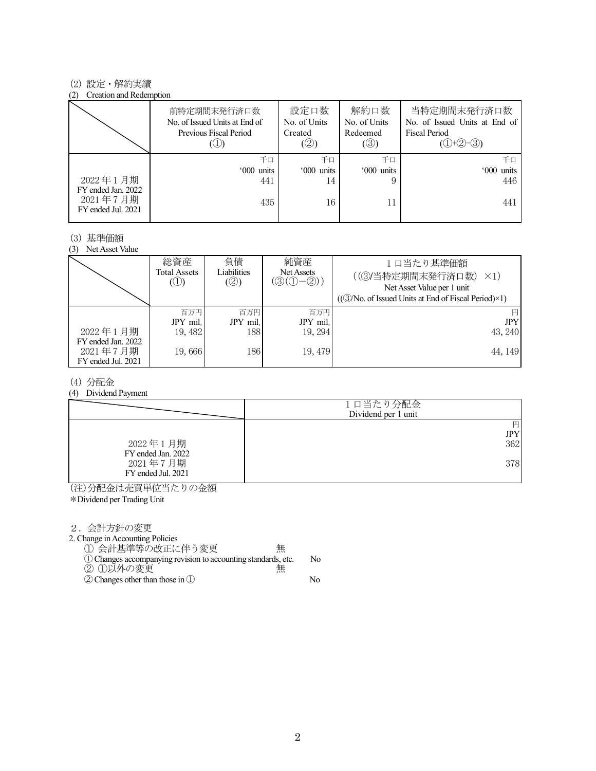(2) 設定・解約実績

(2) Creation and Redemption

| | 前特定期間末発行済口数<br>No. of Issued Units at End of Previous Fiscal Period<br>(①) | 設定口数<br>No. of Units Created<br>(②) | 解約口数<br>No. of Units Redeemed<br>(③) | 当特定期間末発行済口数<br>No. of Issued Units at End of Fiscal Period<br>(①+②-③) |
|---|---|---|---|---|
| | 千口<br>'000 units | 千口<br>'000 units | 千口<br>'000 units | 千口<br>'000 units |
| 2022 年 1 月期<br>FY ended Jan. 2022 | 441 | 14 | 9 | 446 |
| 2021 年 7 月期<br>FY ended Jul. 2021 | 435 | 16 | 11 | 441 |

(3) 基準価額

(3) Net Asset Value

| | 総資産<br>Total Assets<br>(①) | 負債<br>Liabilities<br>(②) | 純資産<br>Net Assets<br>(③(①－②)) | 1 口当たり基準価額<br>((③/当特定期間末発行済口数) ×1)<br>Net Asset Value per 1 unit<br>((③/No. of Issued Units at End of Fiscal Period)×1) |
|---|---|---|---|---|
| | 百万円<br>JPY mil, | 百万円<br>JPY mil, | 百万円<br>JPY mil, | 円<br>JPY |
| 2022 年 1 月期<br>FY ended Jan. 2022 | 19, 482 | 188 | 19, 294 | 43, 240 |
| 2021 年 7 月期<br>FY ended Jul. 2021 | 19, 666 | 186 | 19, 479 | 44, 149 |

(4) 分配金

(4) Dividend Payment

| | 1 口当たり分配金<br>Dividend per 1 unit |
|---|---|
| | 円<br>JPY |
| 2022 年 1 月期<br>FY ended Jan. 2022 | 362 |
| 2021 年 7 月期<br>FY ended Jul. 2021 | 378 |

(注)分配金は売買単位当たりの金額

*Dividend per Trading Unit

2．会計方針の変更

2. Change in Accounting Policies

① 会計基準等の改正に伴う変更　無

① Changes accompanying revision to accounting standards, etc.　No

② ①以外の変更　無

② Changes other than those in ①　No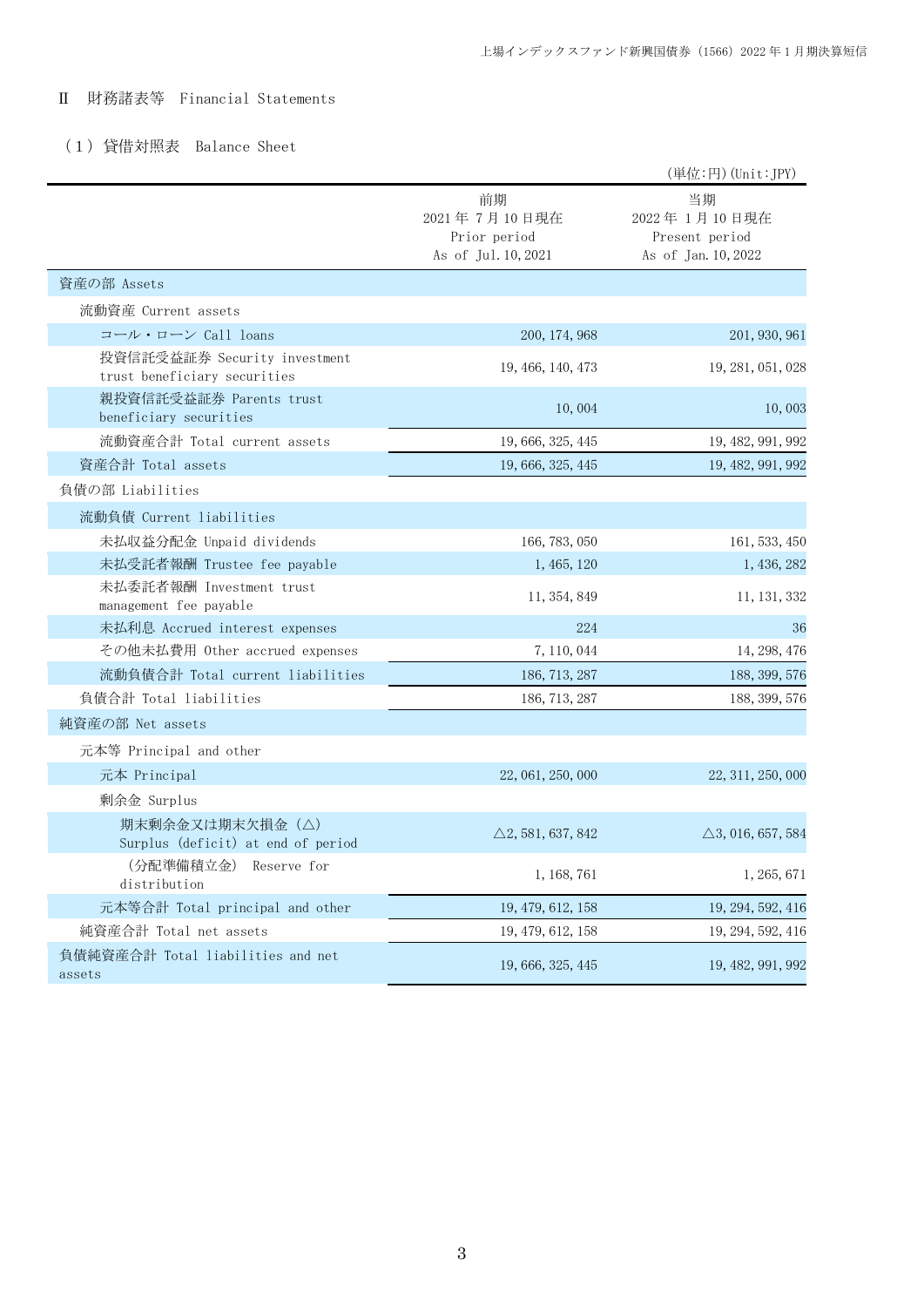## Ⅱ 財務諸表等 Financial Statements

### （1）貸借対照表 Balance Sheet

（単位:円）(Unit:JPY)

| | 前期<br>2021 年 7 月 10 日現在<br>Prior period<br>As of Jul. 10, 2021 | 当期<br>2022 年 1 月 10 日現在<br>Present period<br>As of Jan. 10, 2022 |
|---|---:|---:|
| 資産の部 Assets | | |
| 流動資産 Current assets | | |
| コール・ローン Call loans | 200, 174, 968 | 201, 930, 961 |
| 投資信託受益証券 Security investment trust beneficiary securities | 19, 466, 140, 473 | 19, 281, 051, 028 |
| 親投資信託受益証券 Parents trust beneficiary securities | 10, 004 | 10, 003 |
| 流動資産合計 Total current assets | 19, 666, 325, 445 | 19, 482, 991, 992 |
| 資産合計 Total assets | 19, 666, 325, 445 | 19, 482, 991, 992 |
| 負債の部 Liabilities | | |
| 流動負債 Current liabilities | | |
| 未払収益分配金 Unpaid dividends | 166, 783, 050 | 161, 533, 450 |
| 未払受託者報酬 Trustee fee payable | 1, 465, 120 | 1, 436, 282 |
| 未払委託者報酬 Investment trust management fee payable | 11, 354, 849 | 11, 131, 332 |
| 未払利息 Accrued interest expenses | 224 | 36 |
| その他未払費用 Other accrued expenses | 7, 110, 044 | 14, 298, 476 |
| 流動負債合計 Total current liabilities | 186, 713, 287 | 188, 399, 576 |
| 負債合計 Total liabilities | 186, 713, 287 | 188, 399, 576 |
| 純資産の部 Net assets | | |
| 元本等 Principal and other | | |
| 元本 Principal | 22, 061, 250, 000 | 22, 311, 250, 000 |
| 剰余金 Surplus | | |
| 期末剰余金又は期末欠損金（△） Surplus (deficit) at end of period | △2, 581, 637, 842 | △3, 016, 657, 584 |
| （分配準備積立金） Reserve for distribution | 1, 168, 761 | 1, 265, 671 |
| 元本等合計 Total principal and other | 19, 479, 612, 158 | 19, 294, 592, 416 |
| 純資産合計 Total net assets | 19, 479, 612, 158 | 19, 294, 592, 416 |
| 負債純資産合計 Total liabilities and net assets | 19, 666, 325, 445 | 19, 482, 991, 992 |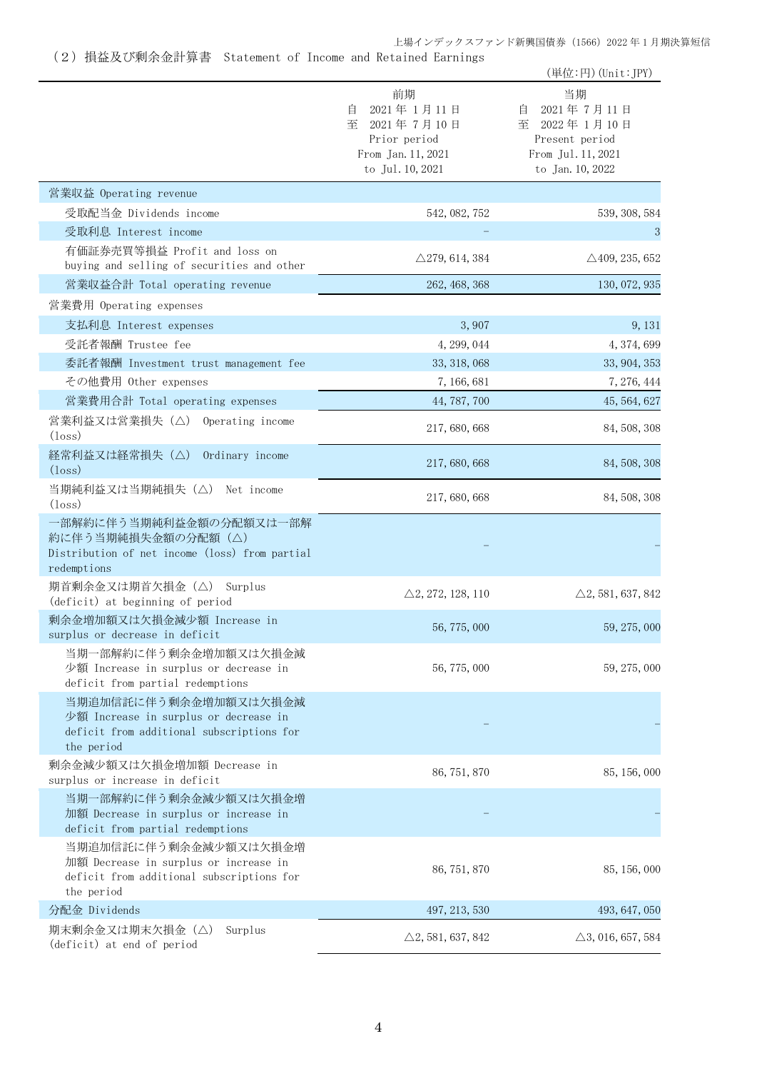## （２）損益及び剰余金計算書　Statement of Income and Retained Earnings

（単位:円）(Unit:JPY)

| | 前期<br>自　2021年 1月11日<br>至　2021年 7月10日<br>Prior period<br>From Jan.11,2021<br>to Jul.10,2021 | 当期<br>自　2021年 7月11日<br>至　2022年 1月10日<br>Present period<br>From Jul.11,2021<br>to Jan.10,2022 |
|---|---|---|
| 営業収益 Operating revenue | | |
| 受取配当金 Dividends income | 542,082,752 | 539,308,584 |
| 受取利息 Interest income | － | 3 |
| 有価証券売買等損益 Profit and loss on buying and selling of securities and other | △279,614,384 | △409,235,652 |
| 営業収益合計 Total operating revenue | 262,468,368 | 130,072,935 |
| 営業費用 Operating expenses | | |
| 支払利息 Interest expenses | 3,907 | 9,131 |
| 受託者報酬 Trustee fee | 4,299,044 | 4,374,699 |
| 委託者報酬 Investment trust management fee | 33,318,068 | 33,904,353 |
| その他費用 Other expenses | 7,166,681 | 7,276,444 |
| 営業費用合計 Total operating expenses | 44,787,700 | 45,564,627 |
| 営業利益又は営業損失（△） Operating income (loss) | 217,680,668 | 84,508,308 |
| 経常利益又は経常損失（△） Ordinary income (loss) | 217,680,668 | 84,508,308 |
| 当期純利益又は当期純損失（△） Net income (loss) | 217,680,668 | 84,508,308 |
| 一部解約に伴う当期純利益金額の分配額又は一部解約に伴う当期純損失金額の分配額（△） Distribution of net income (loss) from partial redemptions | － | － |
| 期首剰余金又は期首欠損金（△） Surplus (deficit) at beginning of period | △2,272,128,110 | △2,581,637,842 |
| 剰余金増加額又は欠損金減少額 Increase in surplus or decrease in deficit | 56,775,000 | 59,275,000 |
| 当期一部解約に伴う剰余金増加額又は欠損金減少額 Increase in surplus or decrease in deficit from partial redemptions | 56,775,000 | 59,275,000 |
| 当期追加信託に伴う剰余金増加額又は欠損金減少額 Increase in surplus or decrease in deficit from additional subscriptions for the period | － | － |
| 剰余金減少額又は欠損金増加額 Decrease in surplus or increase in deficit | 86,751,870 | 85,156,000 |
| 当期一部解約に伴う剰余金減少額又は欠損金増加額 Decrease in surplus or increase in deficit from partial redemptions | － | － |
| 当期追加信託に伴う剰余金減少額又は欠損金増加額 Decrease in surplus or increase in deficit from additional subscriptions for the period | 86,751,870 | 85,156,000 |
| 分配金 Dividends | 497,213,530 | 493,647,050 |
| 期末剰余金又は期末欠損金（△） Surplus (deficit) at end of period | △2,581,637,842 | △3,016,657,584 |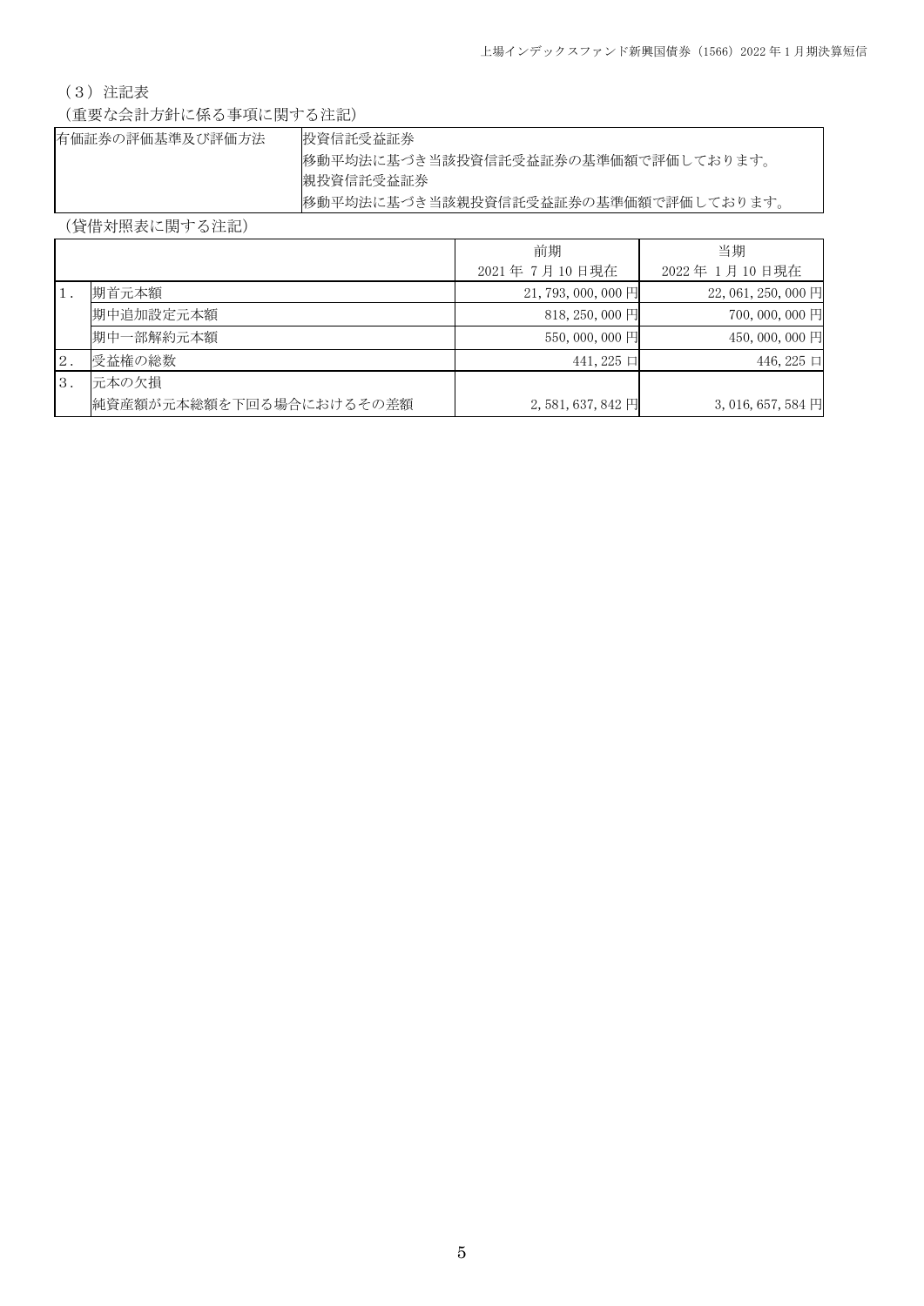（３）注記表

（重要な会計方針に係る事項に関する注記）

| 有価証券の評価基準及び評価方法 | 投資信託受益証券<br>移動平均法に基づき当該投資信託受益証券の基準価額で評価しております。<br>親投資信託受益証券<br>移動平均法に基づき当該親投資信託受益証券の基準価額で評価しております。 |
|---|---|

（貸借対照表に関する注記）

| | | 前期<br>2021 年 7 月 10 日現在 | 当期<br>2022 年 1 月 10 日現在 |
|---|---|---|---|
| 1． | 期首元本額 | 21,793,000,000 円 | 22,061,250,000 円 |
| | 期中追加設定元本額 | 818,250,000 円 | 700,000,000 円 |
| | 期中一部解約元本額 | 550,000,000 円 | 450,000,000 円 |
| 2． | 受益権の総数 | 441,225 口 | 446,225 口 |
| 3． | 元本の欠損<br>純資産額が元本総額を下回る場合におけるその差額 | 2,581,637,842 円 | 3,016,657,584 円 |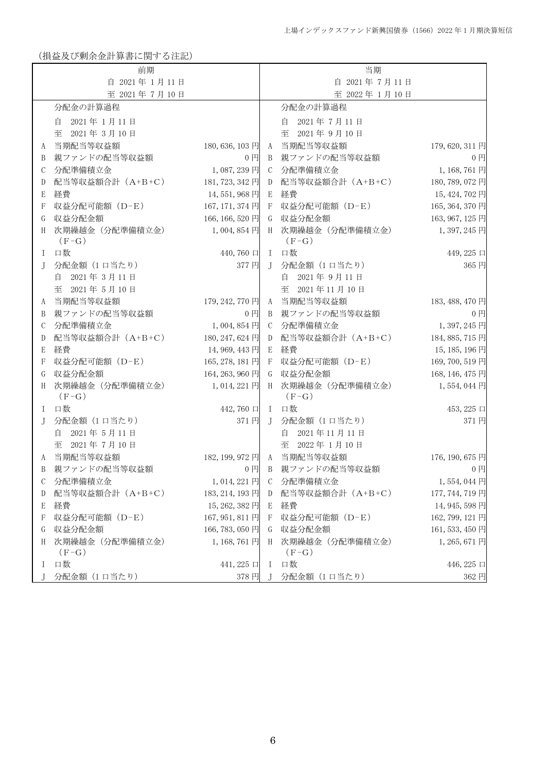(損益及び剰余金計算書に関する注記)

| 前期<br>自 2021年1月11日<br>至 2021年7月10日 | | | 当期<br>自 2021年7月11日<br>至 2022年1月10日 | | |
|---|---|---|---|---|---|
| | 分配金の計算過程 | | | 分配金の計算過程 | |
| | 自 2021年1月11日<br>至 2021年3月10日 | | | 自 2021年7月11日<br>至 2021年9月10日 | |
| A | 当期配当等収益額 | 180,636,103円 | A | 当期配当等収益額 | 179,620,311円 |
| B | 親ファンドの配当等収益額 | 0円 | B | 親ファンドの配当等収益額 | 0円 |
| C | 分配準備積立金 | 1,087,239円 | C | 分配準備積立金 | 1,168,761円 |
| D | 配当等収益額合計（A+B+C） | 181,723,342円 | D | 配当等収益額合計（A+B+C） | 180,789,072円 |
| E | 経費 | 14,551,968円 | E | 経費 | 15,424,702円 |
| F | 収益分配可能額（D−E） | 167,171,374円 | F | 収益分配可能額（D−E） | 165,364,370円 |
| G | 収益分配金額 | 166,166,520円 | G | 収益分配金額 | 163,967,125円 |
| H | 次期繰越金（分配準備積立金）（F−G） | 1,004,854円 | H | 次期繰越金（分配準備積立金）（F−G） | 1,397,245円 |
| I | 口数 | 440,760口 | I | 口数 | 449,225口 |
| J | 分配金額（1口当たり） | 377円 | J | 分配金額（1口当たり） | 365円 |
| | 自 2021年3月11日<br>至 2021年5月10日 | | | 自 2021年9月11日<br>至 2021年11月10日 | |
| A | 当期配当等収益額 | 179,242,770円 | A | 当期配当等収益額 | 183,488,470円 |
| B | 親ファンドの配当等収益額 | 0円 | B | 親ファンドの配当等収益額 | 0円 |
| C | 分配準備積立金 | 1,004,854円 | C | 分配準備積立金 | 1,397,245円 |
| D | 配当等収益額合計（A+B+C） | 180,247,624円 | D | 配当等収益額合計（A+B+C） | 184,885,715円 |
| E | 経費 | 14,969,443円 | E | 経費 | 15,185,196円 |
| F | 収益分配可能額（D−E） | 165,278,181円 | F | 収益分配可能額（D−E） | 169,700,519円 |
| G | 収益分配金額 | 164,263,960円 | G | 収益分配金額 | 168,146,475円 |
| H | 次期繰越金（分配準備積立金）（F−G） | 1,014,221円 | H | 次期繰越金（分配準備積立金）（F−G） | 1,554,044円 |
| I | 口数 | 442,760口 | I | 口数 | 453,225口 |
| J | 分配金額（1口当たり） | 371円 | J | 分配金額（1口当たり） | 371円 |
| | 自 2021年5月11日<br>至 2021年7月10日 | | | 自 2021年11月11日<br>至 2022年1月10日 | |
| A | 当期配当等収益額 | 182,199,972円 | A | 当期配当等収益額 | 176,190,675円 |
| B | 親ファンドの配当等収益額 | 0円 | B | 親ファンドの配当等収益額 | 0円 |
| C | 分配準備積立金 | 1,014,221円 | C | 分配準備積立金 | 1,554,044円 |
| D | 配当等収益額合計（A+B+C） | 183,214,193円 | D | 配当等収益額合計（A+B+C） | 177,744,719円 |
| E | 経費 | 15,262,382円 | E | 経費 | 14,945,598円 |
| F | 収益分配可能額（D−E） | 167,951,811円 | F | 収益分配可能額（D−E） | 162,799,121円 |
| G | 収益分配金額 | 166,783,050円 | G | 収益分配金額 | 161,533,450円 |
| H | 次期繰越金（分配準備積立金）（F−G） | 1,168,761円 | H | 次期繰越金（分配準備積立金）（F−G） | 1,265,671円 |
| I | 口数 | 441,225口 | I | 口数 | 446,225口 |
| J | 分配金額（1口当たり） | 378円 | J | 分配金額（1口当たり） | 362円 |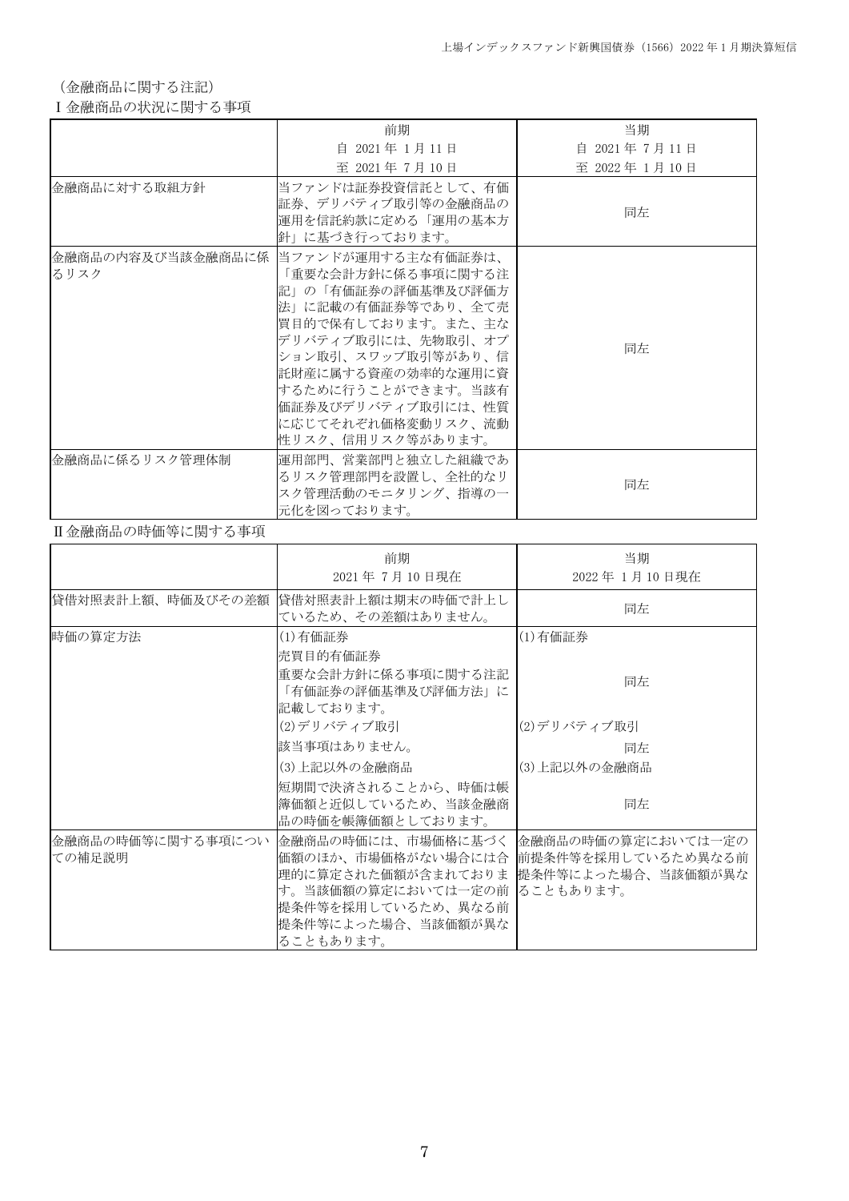（金融商品に関する注記）

Ⅰ金融商品の状況に関する事項

| | 前期<br>自 2021 年 1 月 11 日<br>至 2021 年 7 月 10 日 | 当期<br>自 2021 年 7 月 11 日<br>至 2022 年 1 月 10 日 |
|---|---|---|
| 金融商品に対する取組方針 | 当ファンドは証券投資信託として、有価証券、デリバティブ取引等の金融商品の運用を信託約款に定める「運用の基本方針」に基づき行っております。 | 同左 |
| 金融商品の内容及び当該金融商品に係るリスク | 当ファンドが運用する主な有価証券は、「重要な会計方針に係る事項に関する注記」の「有価証券の評価基準及び評価方法」に記載の有価証券等であり、全て売買目的で保有しております。また、主なデリバティブ取引には、先物取引、オプション取引、スワップ取引等があり、信託財産に属する資産の効率的な運用に資するために行うことができます。当該有価証券及びデリバティブ取引には、性質に応じてそれぞれ価格変動リスク、流動性リスク、信用リスク等があります。 | 同左 |
| 金融商品に係るリスク管理体制 | 運用部門、営業部門と独立した組織であるリスク管理部門を設置し、全社的なリスク管理活動のモニタリング、指導の一元化を図っております。 | 同左 |

Ⅱ金融商品の時価等に関する事項

| | 前期<br>2021 年 7 月 10 日現在 | 当期<br>2022 年 1 月 10 日現在 |
|---|---|---|
| 貸借対照表計上額、時価及びその差額 | 貸借対照表計上額は期末の時価で計上しているため、その差額はありません。 | 同左 |
| 時価の算定方法 | (1)有価証券<br>売買目的有価証券<br>重要な会計方針に係る事項に関する注記「有価証券の評価基準及び評価方法」に記載しております。<br>(2)デリバティブ取引<br>該当事項はありません。<br>(3)上記以外の金融商品<br>短期間で決済されることから、時価は帳簿価額と近似しているため、当該金融商品の時価を帳簿価額としております。 | (1)有価証券<br>同左<br>(2)デリバティブ取引<br>同左<br>(3)上記以外の金融商品<br>同左 |
| 金融商品の時価等に関する事項についての補足説明 | 金融商品の時価には、市場価格に基づく価額のほか、市場価格がない場合には合理的に算定された価額が含まれております。当該価額の算定においては一定の前提条件等を採用しているため、異なる前提条件等によった場合、当該価額が異なることもあります。 | 金融商品の時価の算定においては一定の前提条件等を採用しているため異なる前提条件等によった場合、当該価額が異なることもあります。 |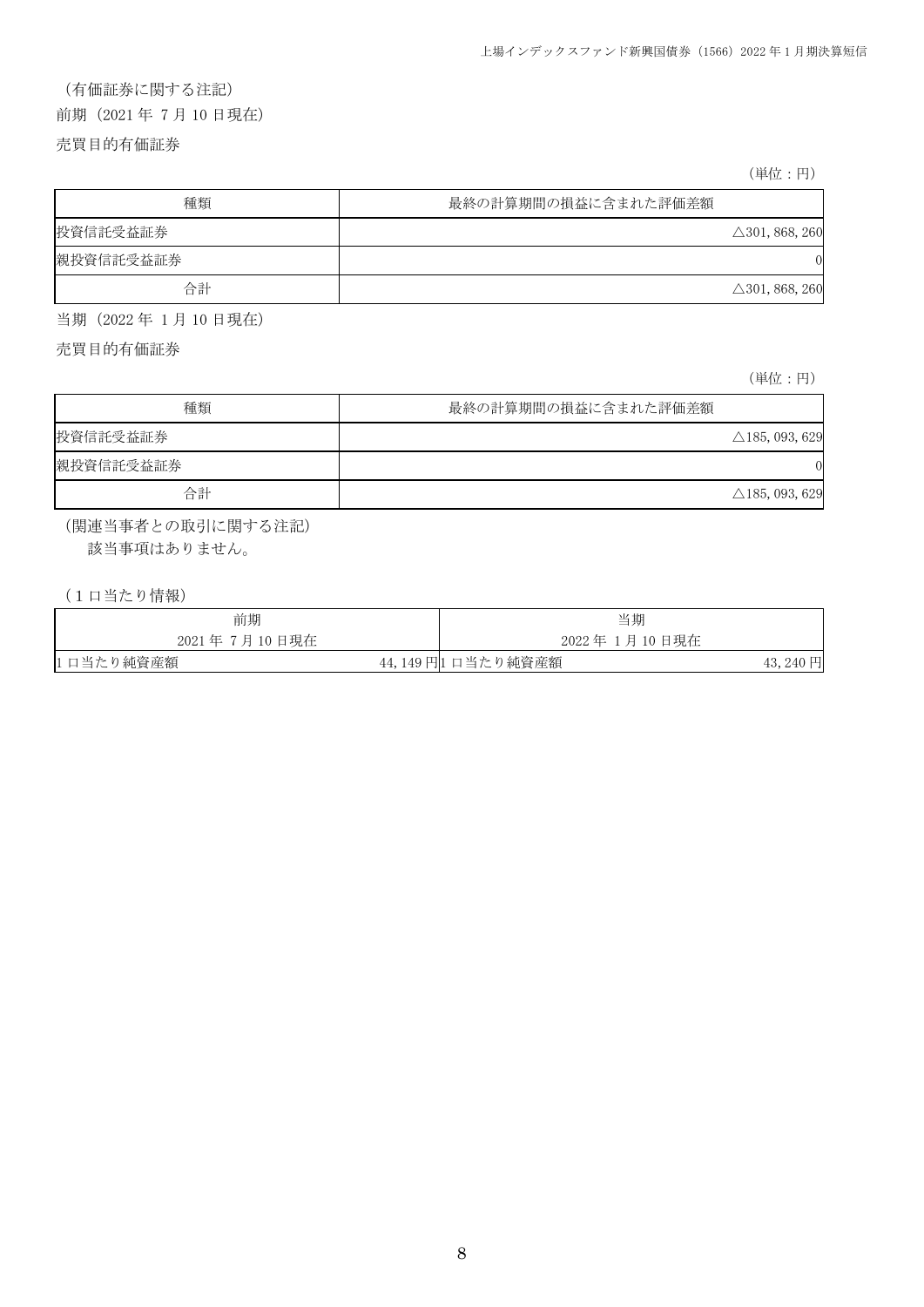（有価証券に関する注記）

前期（2021 年 7 月 10 日現在）

売買目的有価証券

（単位：円）

| 種類 | 最終の計算期間の損益に含まれた評価差額 |
| --- | --- |
| 投資信託受益証券 | △301, 868, 260 |
| 親投資信託受益証券 | 0 |
| 合計 | △301, 868, 260 |

当期（2022 年 1 月 10 日現在）

売買目的有価証券

（単位：円）

| 種類 | 最終の計算期間の損益に含まれた評価差額 |
| --- | --- |
| 投資信託受益証券 | △185, 093, 629 |
| 親投資信託受益証券 | 0 |
| 合計 | △185, 093, 629 |

（関連当事者との取引に関する注記）

該当事項はありません。

（1 口当たり情報）

| 前期<br>2021 年 7 月 10 日現在 | | 当期<br>2022 年 1 月 10 日現在 | |
| --- | --- | --- | --- |
| 1 口当たり純資産額 | 44, 149 円 | 1 口当たり純資産額 | 43, 240 円 |